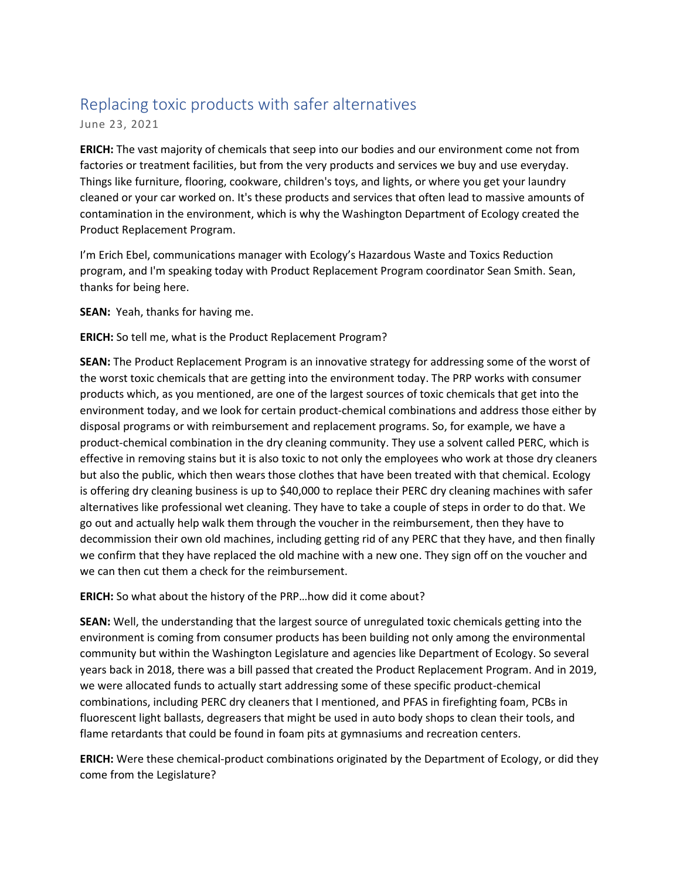# Replacing toxic products with safer alternatives

June 23, 2021

**ERICH:** The vast majority of chemicals that seep into our bodies and our environment come not from factories or treatment facilities, but from the very products and services we buy and use everyday. Things like furniture, flooring, cookware, children's toys, and lights, or where you get your laundry cleaned or your car worked on. It's these products and services that often lead to massive amounts of contamination in the environment, which is why the Washington Department of Ecology created the Product Replacement Program.

I'm Erich Ebel, communications manager with Ecology's Hazardous Waste and Toxics Reduction program, and I'm speaking today with Product Replacement Program coordinator Sean Smith. Sean, thanks for being here.

**SEAN:** Yeah, thanks for having me.

**ERICH:** So tell me, what is the Product Replacement Program?

**SEAN:** The Product Replacement Program is an innovative strategy for addressing some of the worst of the worst toxic chemicals that are getting into the environment today. The PRP works with consumer products which, as you mentioned, are one of the largest sources of toxic chemicals that get into the environment today, and we look for certain product-chemical combinations and address those either by disposal programs or with reimbursement and replacement programs. So, for example, we have a product-chemical combination in the dry cleaning community. They use a solvent called PERC, which is effective in removing stains but it is also toxic to not only the employees who work at those dry cleaners but also the public, which then wears those clothes that have been treated with that chemical. Ecology is offering dry cleaning business is up to $40,000 to replace their PERC dry cleaning machines with safer alternatives like professional wet cleaning. They have to take a couple of steps in order to do that. We go out and actually help walk them through the voucher in the reimbursement, then they have to decommission their own old machines, including getting rid of any PERC that they have, and then finally we confirm that they have replaced the old machine with a new one. They sign off on the voucher and we can then cut them a check for the reimbursement.

**ERICH:** So what about the history of the PRP…how did it come about?

**SEAN:** Well, the understanding that the largest source of unregulated toxic chemicals getting into the environment is coming from consumer products has been building not only among the environmental community but within the Washington Legislature and agencies like Department of Ecology. So several years back in 2018, there was a bill passed that created the Product Replacement Program. And in 2019, we were allocated funds to actually start addressing some of these specific product-chemical combinations, including PERC dry cleaners that I mentioned, and PFAS in firefighting foam, PCBs in fluorescent light ballasts, degreasers that might be used in auto body shops to clean their tools, and flame retardants that could be found in foam pits at gymnasiums and recreation centers.

**ERICH:** Were these chemical-product combinations originated by the Department of Ecology, or did they come from the Legislature?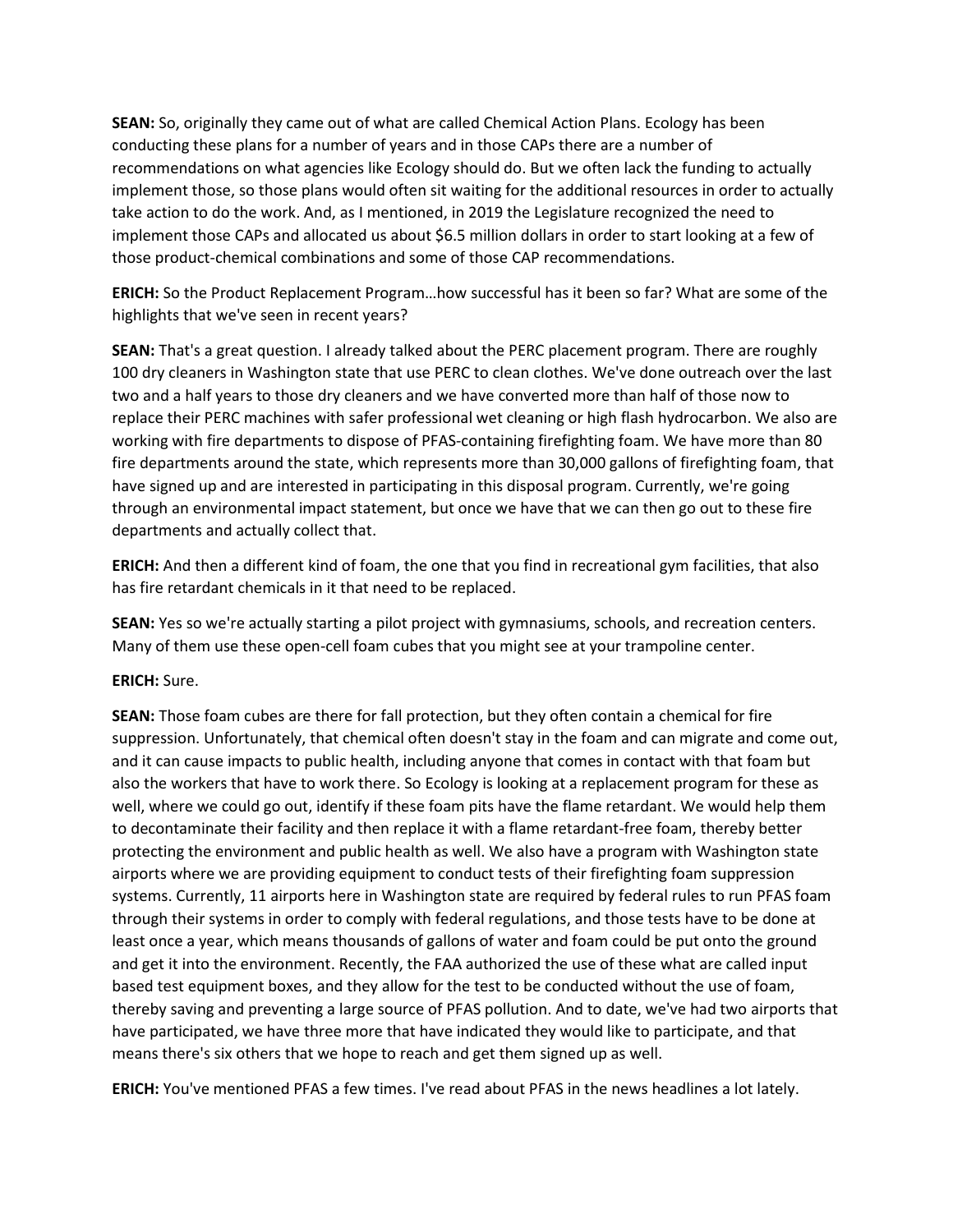**SEAN:** So, originally they came out of what are called Chemical Action Plans. Ecology has been conducting these plans for a number of years and in those CAPs there are a number of recommendations on what agencies like Ecology should do. But we often lack the funding to actually implement those, so those plans would often sit waiting for the additional resources in order to actually take action to do the work. And, as I mentioned, in 2019 the Legislature recognized the need to implement those CAPs and allocated us about $6.5 million dollars in order to start looking at a few of those product-chemical combinations and some of those CAP recommendations.

**ERICH:** So the Product Replacement Program…how successful has it been so far? What are some of the highlights that we've seen in recent years?

**SEAN:** That's a great question. I already talked about the PERC placement program. There are roughly 100 dry cleaners in Washington state that use PERC to clean clothes. We've done outreach over the last two and a half years to those dry cleaners and we have converted more than half of those now to replace their PERC machines with safer professional wet cleaning or high flash hydrocarbon. We also are working with fire departments to dispose of PFAS-containing firefighting foam. We have more than 80 fire departments around the state, which represents more than 30,000 gallons of firefighting foam, that have signed up and are interested in participating in this disposal program. Currently, we're going through an environmental impact statement, but once we have that we can then go out to these fire departments and actually collect that.

**ERICH:** And then a different kind of foam, the one that you find in recreational gym facilities, that also has fire retardant chemicals in it that need to be replaced.

**SEAN:** Yes so we're actually starting a pilot project with gymnasiums, schools, and recreation centers. Many of them use these open-cell foam cubes that you might see at your trampoline center.

**ERICH:** Sure.

**SEAN:** Those foam cubes are there for fall protection, but they often contain a chemical for fire suppression. Unfortunately, that chemical often doesn't stay in the foam and can migrate and come out, and it can cause impacts to public health, including anyone that comes in contact with that foam but also the workers that have to work there. So Ecology is looking at a replacement program for these as well, where we could go out, identify if these foam pits have the flame retardant. We would help them to decontaminate their facility and then replace it with a flame retardant-free foam, thereby better protecting the environment and public health as well. We also have a program with Washington state airports where we are providing equipment to conduct tests of their firefighting foam suppression systems. Currently, 11 airports here in Washington state are required by federal rules to run PFAS foam through their systems in order to comply with federal regulations, and those tests have to be done at least once a year, which means thousands of gallons of water and foam could be put onto the ground and get it into the environment. Recently, the FAA authorized the use of these what are called input based test equipment boxes, and they allow for the test to be conducted without the use of foam, thereby saving and preventing a large source of PFAS pollution. And to date, we've had two airports that have participated, we have three more that have indicated they would like to participate, and that means there's six others that we hope to reach and get them signed up as well.

**ERICH:** You've mentioned PFAS a few times. I've read about PFAS in the news headlines a lot lately.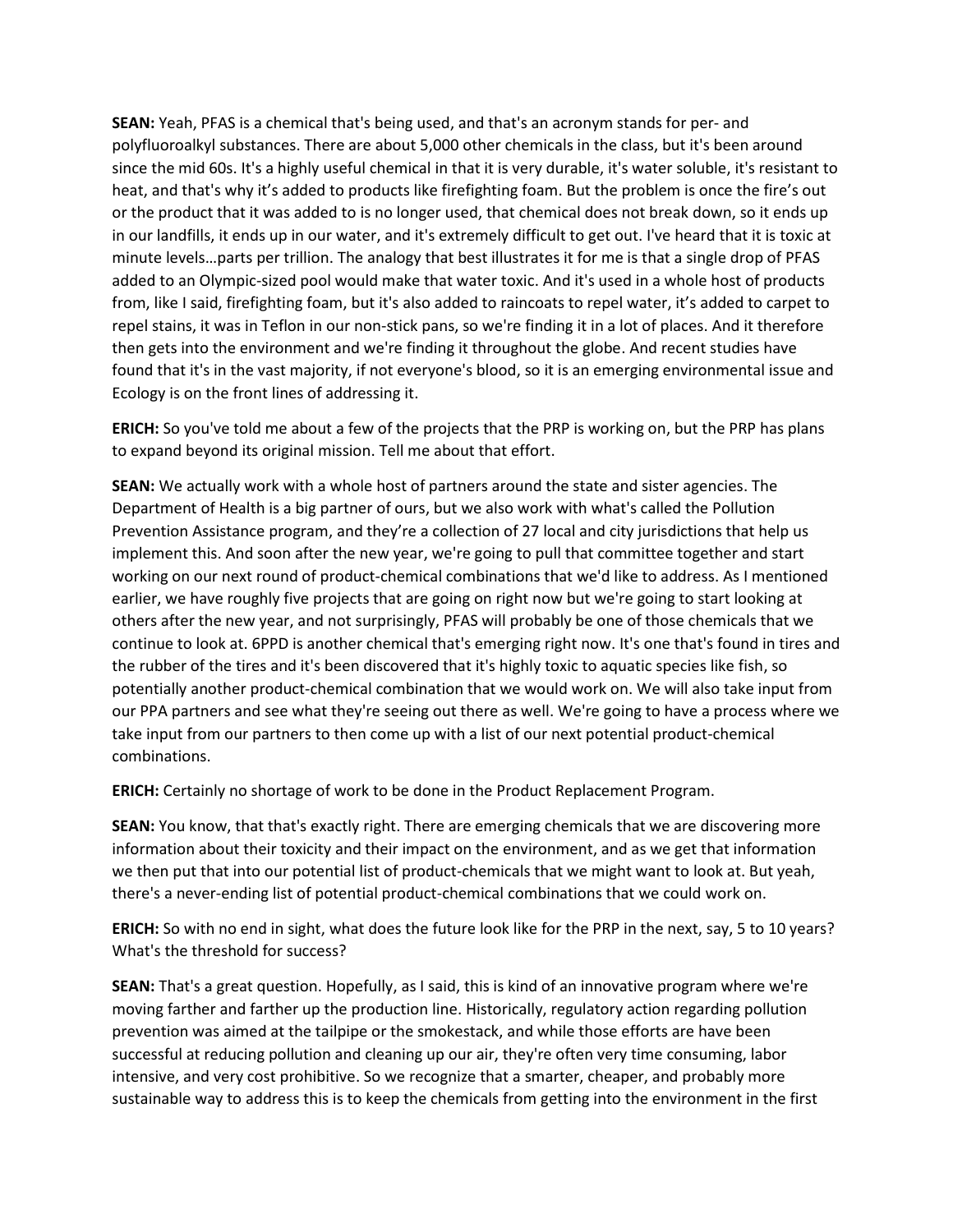**SEAN:** Yeah, PFAS is a chemical that's being used, and that's an acronym stands for per- and polyfluoroalkyl substances. There are about 5,000 other chemicals in the class, but it's been around since the mid 60s. It's a highly useful chemical in that it is very durable, it's water soluble, it's resistant to heat, and that's why it's added to products like firefighting foam. But the problem is once the fire's out or the product that it was added to is no longer used, that chemical does not break down, so it ends up in our landfills, it ends up in our water, and it's extremely difficult to get out. I've heard that it is toxic at minute levels…parts per trillion. The analogy that best illustrates it for me is that a single drop of PFAS added to an Olympic-sized pool would make that water toxic. And it's used in a whole host of products from, like I said, firefighting foam, but it's also added to raincoats to repel water, it's added to carpet to repel stains, it was in Teflon in our non-stick pans, so we're finding it in a lot of places. And it therefore then gets into the environment and we're finding it throughout the globe. And recent studies have found that it's in the vast majority, if not everyone's blood, so it is an emerging environmental issue and Ecology is on the front lines of addressing it.

**ERICH:** So you've told me about a few of the projects that the PRP is working on, but the PRP has plans to expand beyond its original mission. Tell me about that effort.

**SEAN:** We actually work with a whole host of partners around the state and sister agencies. The Department of Health is a big partner of ours, but we also work with what's called the Pollution Prevention Assistance program, and they're a collection of 27 local and city jurisdictions that help us implement this. And soon after the new year, we're going to pull that committee together and start working on our next round of product-chemical combinations that we'd like to address. As I mentioned earlier, we have roughly five projects that are going on right now but we're going to start looking at others after the new year, and not surprisingly, PFAS will probably be one of those chemicals that we continue to look at. 6PPD is another chemical that's emerging right now. It's one that's found in tires and the rubber of the tires and it's been discovered that it's highly toxic to aquatic species like fish, so potentially another product-chemical combination that we would work on. We will also take input from our PPA partners and see what they're seeing out there as well. We're going to have a process where we take input from our partners to then come up with a list of our next potential product-chemical combinations.

**ERICH:** Certainly no shortage of work to be done in the Product Replacement Program.

**SEAN:** You know, that that's exactly right. There are emerging chemicals that we are discovering more information about their toxicity and their impact on the environment, and as we get that information we then put that into our potential list of product-chemicals that we might want to look at. But yeah, there's a never-ending list of potential product-chemical combinations that we could work on.

**ERICH:** So with no end in sight, what does the future look like for the PRP in the next, say, 5 to 10 years? What's the threshold for success?

**SEAN:** That's a great question. Hopefully, as I said, this is kind of an innovative program where we're moving farther and farther up the production line. Historically, regulatory action regarding pollution prevention was aimed at the tailpipe or the smokestack, and while those efforts are have been successful at reducing pollution and cleaning up our air, they're often very time consuming, labor intensive, and very cost prohibitive. So we recognize that a smarter, cheaper, and probably more sustainable way to address this is to keep the chemicals from getting into the environment in the first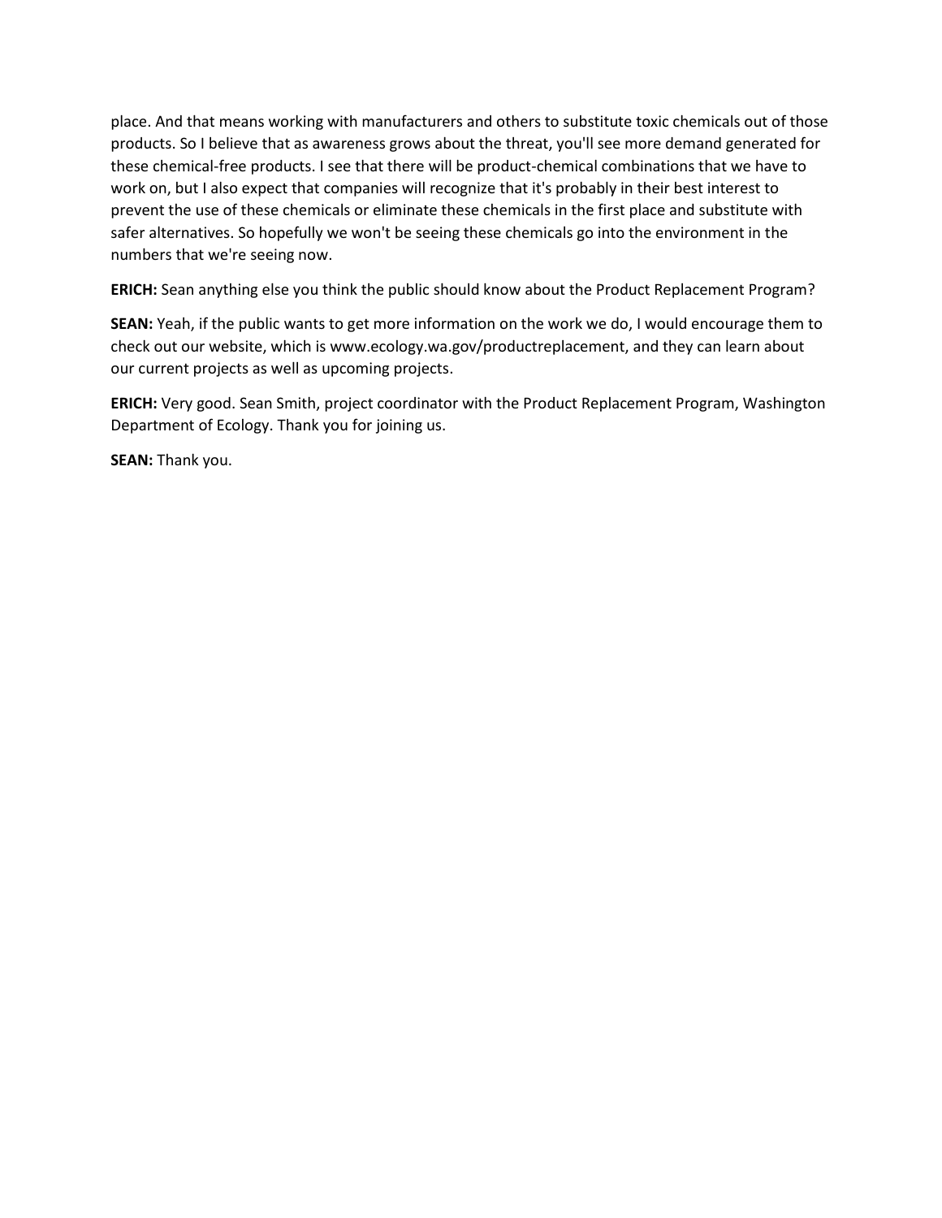place. And that means working with manufacturers and others to substitute toxic chemicals out of those products. So I believe that as awareness grows about the threat, you'll see more demand generated for these chemical-free products. I see that there will be product-chemical combinations that we have to work on, but I also expect that companies will recognize that it's probably in their best interest to prevent the use of these chemicals or eliminate these chemicals in the first place and substitute with safer alternatives. So hopefully we won't be seeing these chemicals go into the environment in the numbers that we're seeing now.

**ERICH:** Sean anything else you think the public should know about the Product Replacement Program?

**SEAN:** Yeah, if the public wants to get more information on the work we do, I would encourage them to check out our website, which is www.ecology.wa.gov/productreplacement, and they can learn about our current projects as well as upcoming projects.

**ERICH:** Very good. Sean Smith, project coordinator with the Product Replacement Program, Washington Department of Ecology. Thank you for joining us.

**SEAN:** Thank you.